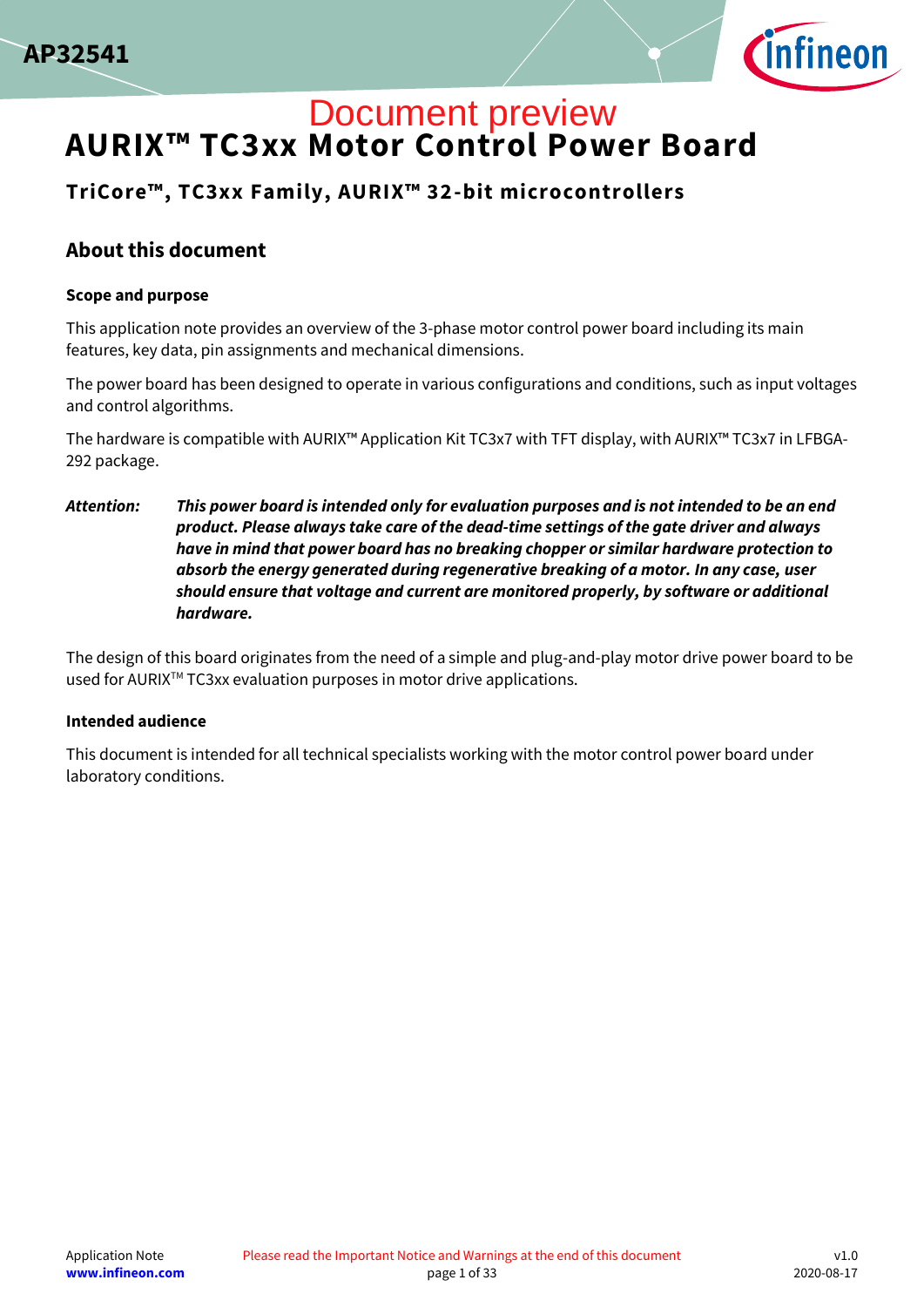AP32541

Document preview

# AURIX™ TC3xx Motor Control Power Board

## TriCore™, TC3xx Family, AURIX™ 32-bit microcontrollers

## About this document

### Scope and purpose

This application note provides an overview of the 3-phase motor control power board including its main features, key data, pin assignments and mechanical dimensions.

The power board has been designed to operate in various configurations and conditions, such as input voltages and control algorithms.

The hardware is compatible with AURIX™ Application Kit TC3x7 with TFT display, with AURIX™ TC3x7 in LFBGA-292 package.

***Attention:*** ***This power board is intended only for evaluation purposes and is not intended to be an end product. Please always take care of the dead-time settings of the gate driver and always have in mind that power board has no breaking chopper or similar hardware protection to absorb the energy generated during regenerative breaking of a motor. In any case, user should ensure that voltage and current are monitored properly, by software or additional hardware.***

The design of this board originates from the need of a simple and plug-and-play motor drive power board to be used for AURIX™ TC3xx evaluation purposes in motor drive applications.

### Intended audience

This document is intended for all technical specialists working with the motor control power board under laboratory conditions.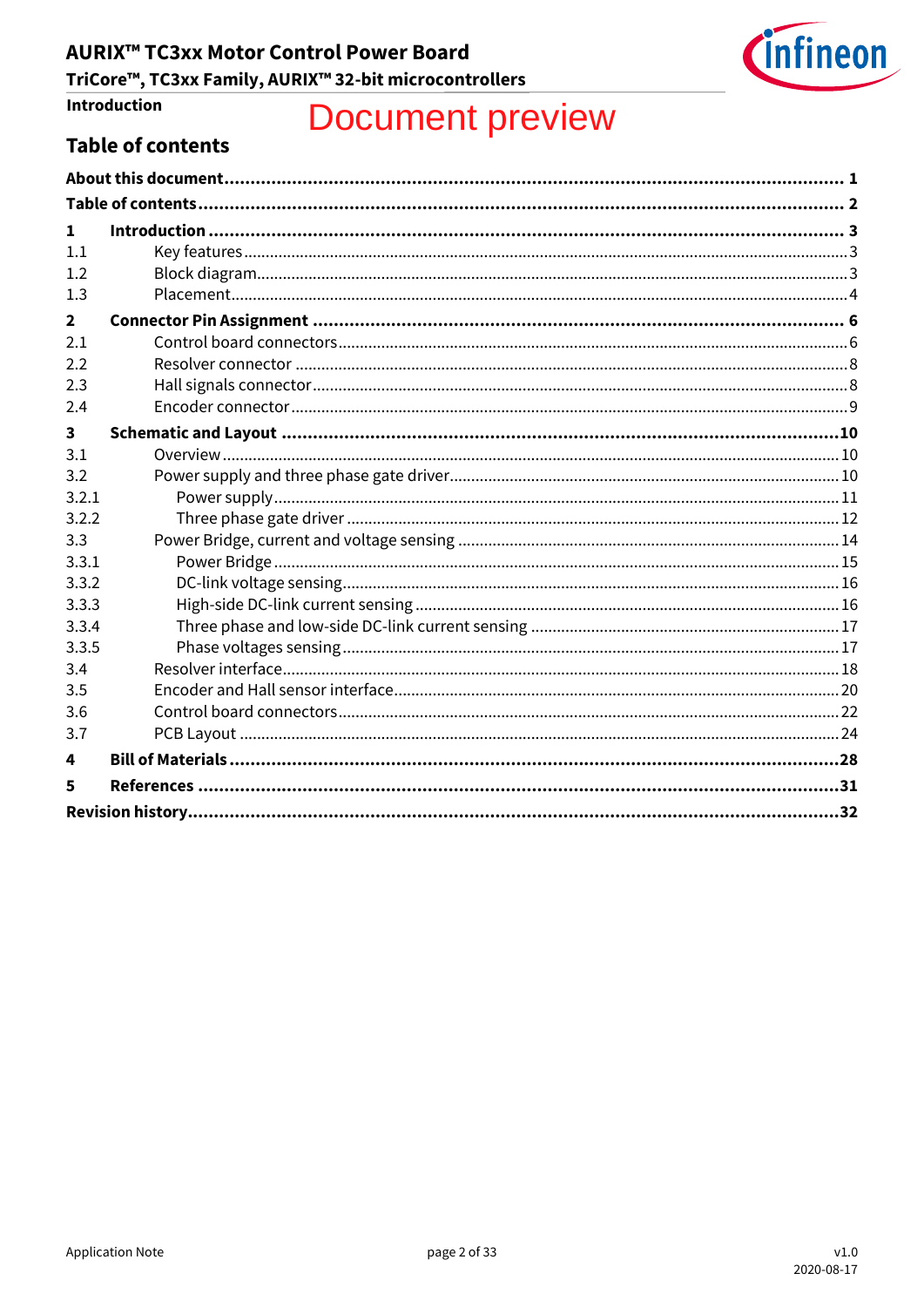Document preview

## Table of contents

**About this document** ... **1**
**Table of contents** ... **2**

**1 Introduction** ... **3**
1.1 Key features ... 3
1.2 Block diagram ... 3
1.3 Placement ... 4

**2 Connector Pin Assignment** ... **6**
2.1 Control board connectors ... 6
2.2 Resolver connector ... 8
2.3 Hall signals connector ... 8
2.4 Encoder connector ... 9

**3 Schematic and Layout** ... **10**
3.1 Overview ... 10
3.2 Power supply and three phase gate driver ... 10
3.2.1 Power supply ... 11
3.2.2 Three phase gate driver ... 12
3.3 Power Bridge, current and voltage sensing ... 14
3.3.1 Power Bridge ... 15
3.3.2 DC-link voltage sensing ... 16
3.3.3 High-side DC-link current sensing ... 16
3.3.4 Three phase and low-side DC-link current sensing ... 17
3.3.5 Phase voltages sensing ... 17
3.4 Resolver interface ... 18
3.5 Encoder and Hall sensor interface ... 20
3.6 Control board connectors ... 22
3.7 PCB Layout ... 24

**4 Bill of Materials** ... **28**

**5 References** ... **31**

**Revision history** ... **32**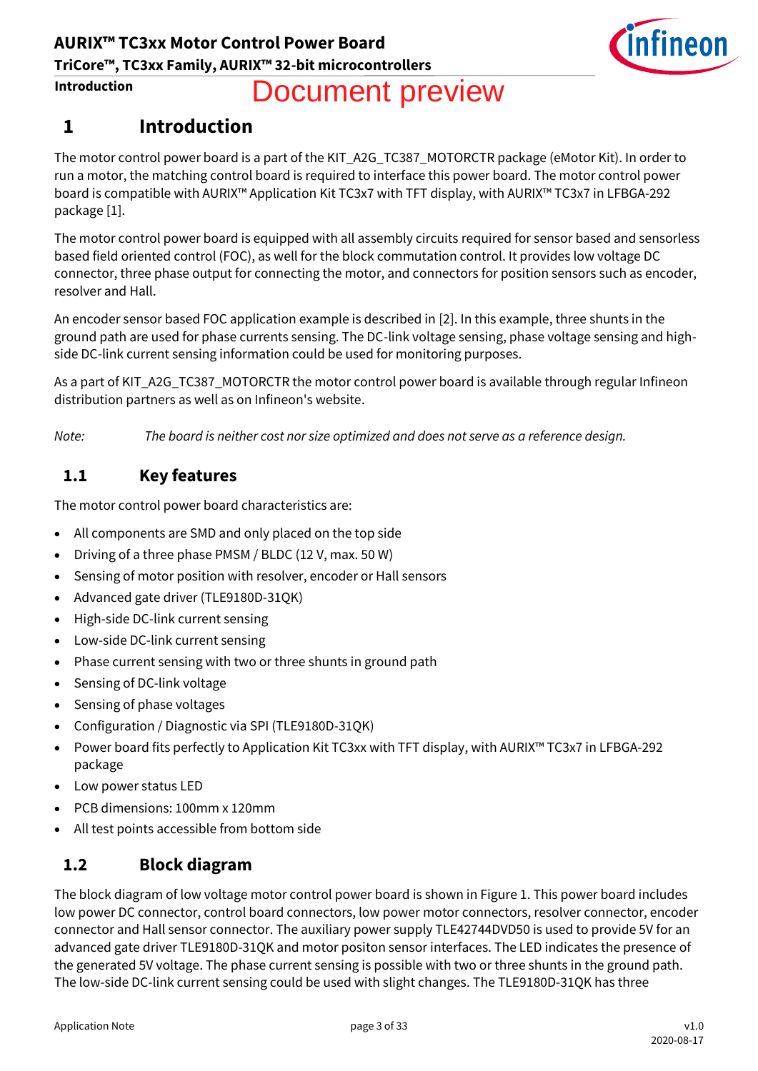Document preview

# 1 Introduction

The motor control power board is a part of the KIT_A2G_TC387_MOTORCTR package (eMotor Kit). In order to run a motor, the matching control board is required to interface this power board. The motor control power board is compatible with AURIX™ Application Kit TC3x7 with TFT display, with AURIX™ TC3x7 in LFBGA-292 package [1].

The motor control power board is equipped with all assembly circuits required for sensor based and sensorless based field oriented control (FOC), as well for the block commutation control. It provides low voltage DC connector, three phase output for connecting the motor, and connectors for position sensors such as encoder, resolver and Hall.

An encoder sensor based FOC application example is described in [2]. In this example, three shunts in the ground path are used for phase currents sensing. The DC-link voltage sensing, phase voltage sensing and high-side DC-link current sensing information could be used for monitoring purposes.

As a part of KIT_A2G_TC387_MOTORCTR the motor control power board is available through regular Infineon distribution partners as well as on Infineon's website.

*Note: The board is neither cost nor size optimized and does not serve as a reference design.*

## 1.1 Key features

The motor control power board characteristics are:

- All components are SMD and only placed on the top side
- Driving of a three phase PMSM / BLDC (12 V, max. 50 W)
- Sensing of motor position with resolver, encoder or Hall sensors
- Advanced gate driver (TLE9180D-31QK)
- High-side DC-link current sensing
- Low-side DC-link current sensing
- Phase current sensing with two or three shunts in ground path
- Sensing of DC-link voltage
- Sensing of phase voltages
- Configuration / Diagnostic via SPI (TLE9180D-31QK)
- Power board fits perfectly to Application Kit TC3xx with TFT display, with AURIX™ TC3x7 in LFBGA-292 package
- Low power status LED
- PCB dimensions: 100mm x 120mm
- All test points accessible from bottom side

## 1.2 Block diagram

The block diagram of low voltage motor control power board is shown in Figure 1. This power board includes low power DC connector, control board connectors, low power motor connectors, resolver connector, encoder connector and Hall sensor connector. The auxiliary power supply TLE42744DVD50 is used to provide 5V for an advanced gate driver TLE9180D-31QK and motor positon sensor interfaces. The LED indicates the presence of the generated 5V voltage. The phase current sensing is possible with two or three shunts in the ground path. The low-side DC-link current sensing could be used with slight changes. The TLE9180D-31QK has three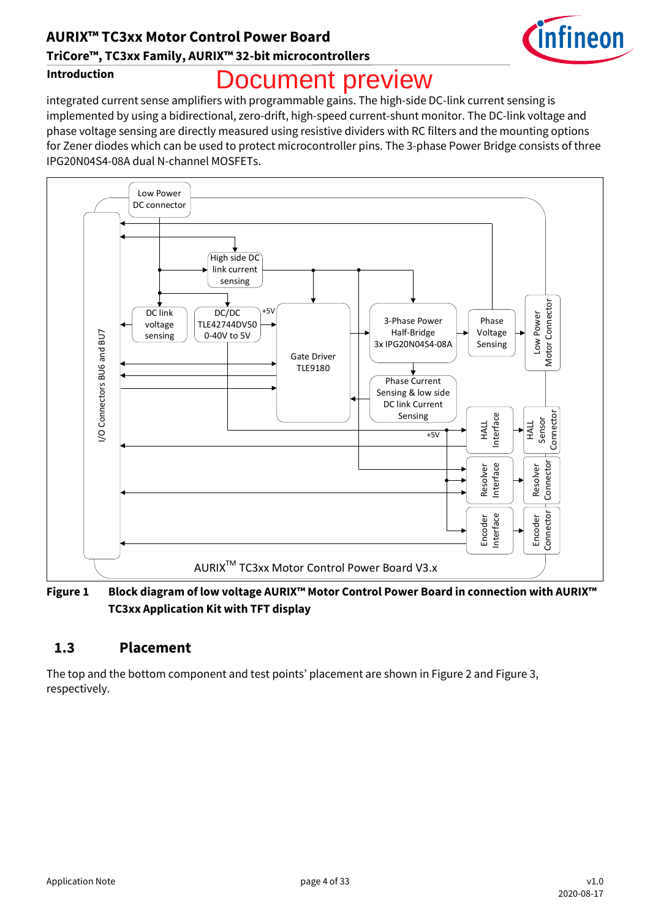integrated current sense amplifiers with programmable gains. The high-side DC-link current sensing is implemented by using a bidirectional, zero-drift, high-speed current-shunt monitor. The DC-link voltage and phase voltage sensing are directly measured using resistive dividers with RC filters and the mounting options for Zener diodes which can be used to protect microcontroller pins. The 3-phase Power Bridge consists of three IPG20N04S4-08A dual N-channel MOSFETs.

**Figure 1 Block diagram of low voltage AURIX™ Motor Control Power Board in connection with AURIX™ TC3xx Application Kit with TFT display**

## 1.3 Placement

The top and the bottom component and test points' placement are shown in Figure 2 and Figure 3, respectively.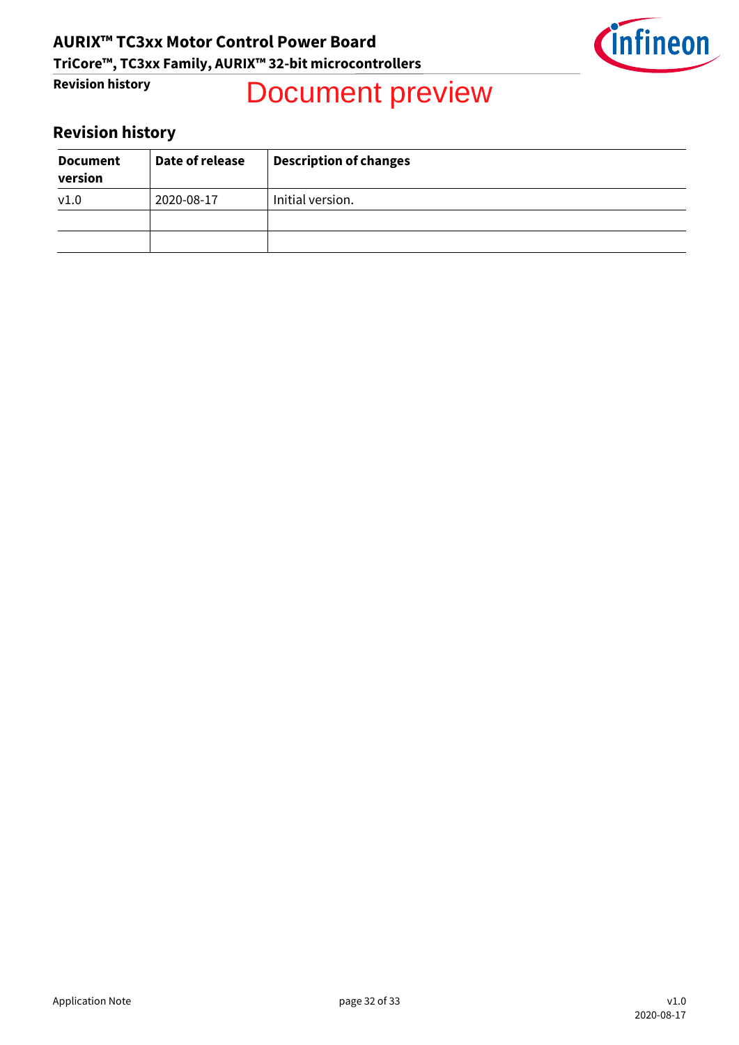Document preview

## Revision history

| Document version | Date of release | Description of changes |
|---|---|---|
| v1.0 | 2020-08-17 | Initial version. |
| | | |
| | | |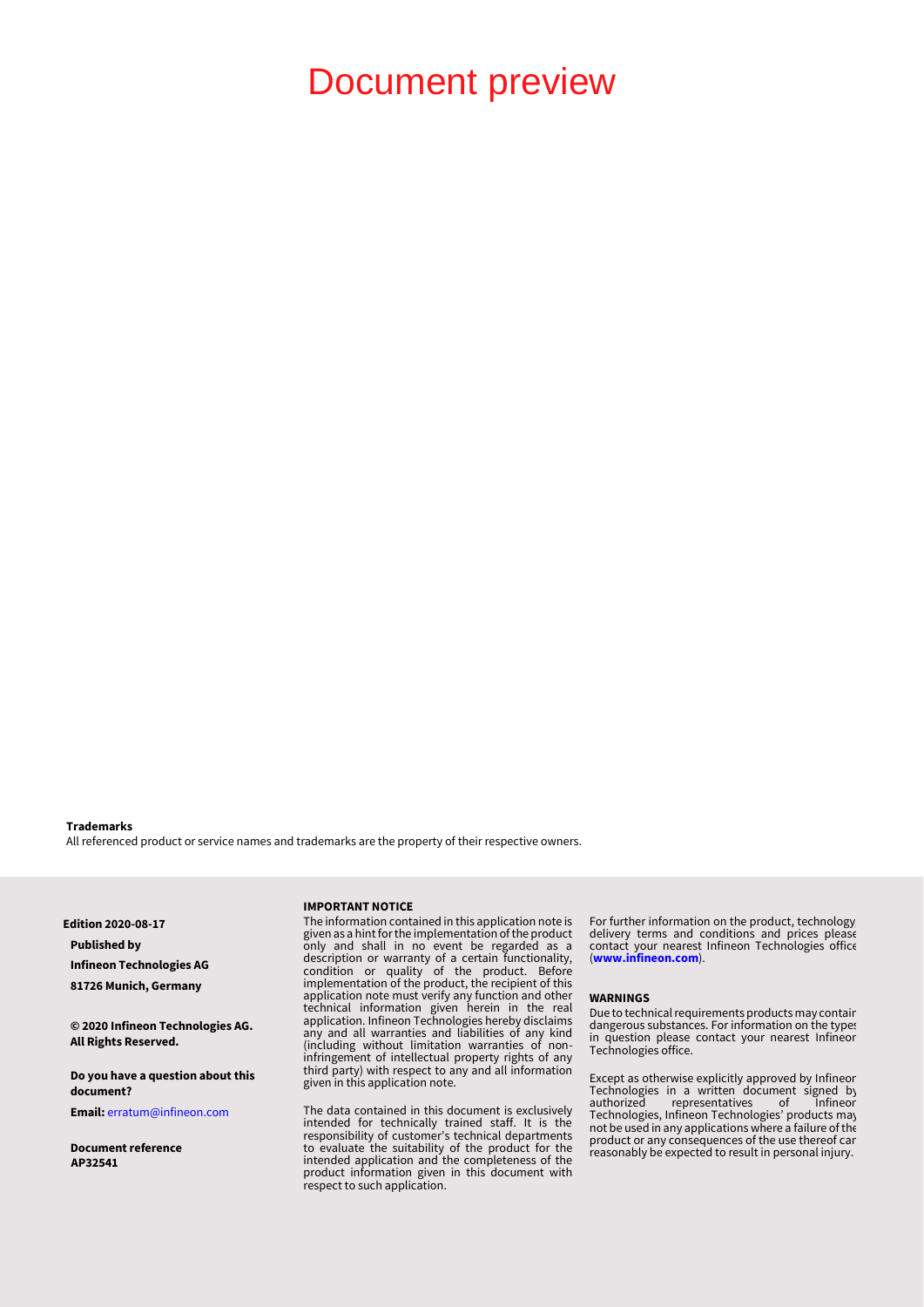# Document preview

**Trademarks**

All referenced product or service names and trademarks are the property of their respective owners.

**Edition 2020-08-17**

**Published by**

**Infineon Technologies AG**

**81726 Munich, Germany**

**© 2020 Infineon Technologies AG.**
**All Rights Reserved.**

**Do you have a question about this document?**

**Email:** erratum@infineon.com

**Document reference**
**AP32541**

**IMPORTANT NOTICE**

The information contained in this application note is given as a hint for the implementation of the product only and shall in no event be regarded as a description or warranty of a certain functionality, condition or quality of the product. Before implementation of the product, the recipient of this application note must verify any function and other technical information given herein in the real application. Infineon Technologies hereby disclaims any and all warranties and liabilities of any kind (including without limitation warranties of non-infringement of intellectual property rights of any third party) with respect to any and all information given in this application note.

The data contained in this document is exclusively intended for technically trained staff. It is the responsibility of customer's technical departments to evaluate the suitability of the product for the intended application and the completeness of the product information given in this document with respect to such application.

For further information on the product, technology, delivery terms and conditions and prices please contact your nearest Infineon Technologies office (**www.infineon.com**).

**WARNINGS**

Due to technical requirements products may contain dangerous substances. For information on the types in question please contact your nearest Infineon Technologies office.

Except as otherwise explicitly approved by Infineon Technologies in a written document signed by authorized representatives of Infineon Technologies, Infineon Technologies' products may not be used in any applications where a failure of the product or any consequences of the use thereof can reasonably be expected to result in personal injury.